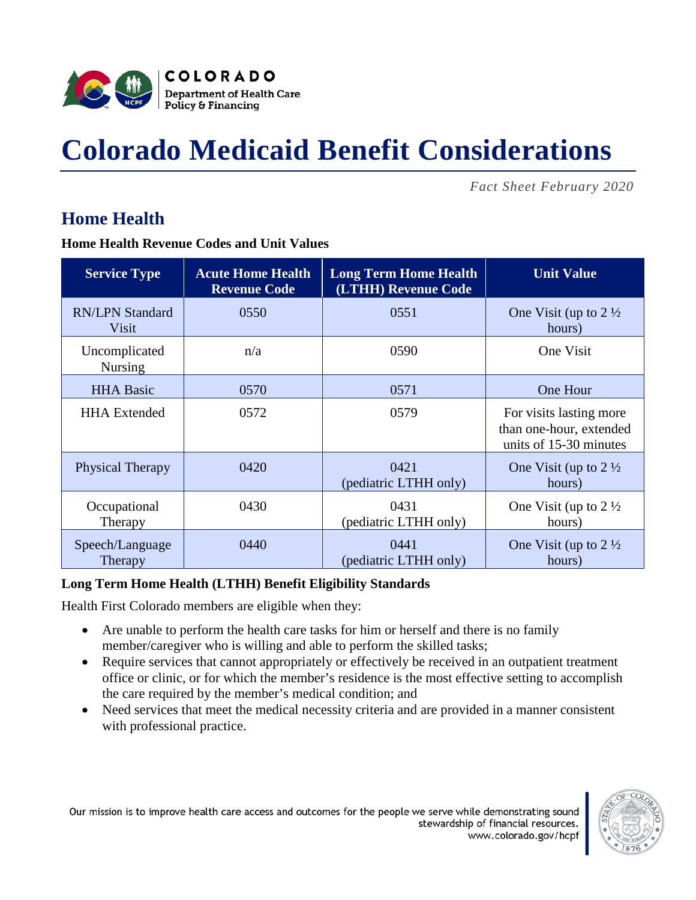# Colorado Medicaid Benefit Considerations

*Fact Sheet February 2020*

## Home Health

**Home Health Revenue Codes and Unit Values**

| Service Type | Acute Home Health Revenue Code | Long Term Home Health (LTHH) Revenue Code | Unit Value |
|---|---|---|---|
| RN/LPN Standard Visit | 0550 | 0551 | One Visit (up to 2 ½ hours) |
| Uncomplicated Nursing | n/a | 0590 | One Visit |
| HHA Basic | 0570 | 0571 | One Hour |
| HHA Extended | 0572 | 0579 | For visits lasting more than one-hour, extended units of 15-30 minutes |
| Physical Therapy | 0420 | 0421 (pediatric LTHH only) | One Visit (up to 2 ½ hours) |
| Occupational Therapy | 0430 | 0431 (pediatric LTHH only) | One Visit (up to 2 ½ hours) |
| Speech/Language Therapy | 0440 | 0441 (pediatric LTHH only) | One Visit (up to 2 ½ hours) |

**Long Term Home Health (LTHH) Benefit Eligibility Standards**

Health First Colorado members are eligible when they:

- Are unable to perform the health care tasks for him or herself and there is no family member/caregiver who is willing and able to perform the skilled tasks;
- Require services that cannot appropriately or effectively be received in an outpatient treatment office or clinic, or for which the member's residence is the most effective setting to accomplish the care required by the member's medical condition; and
- Need services that meet the medical necessity criteria and are provided in a manner consistent with professional practice.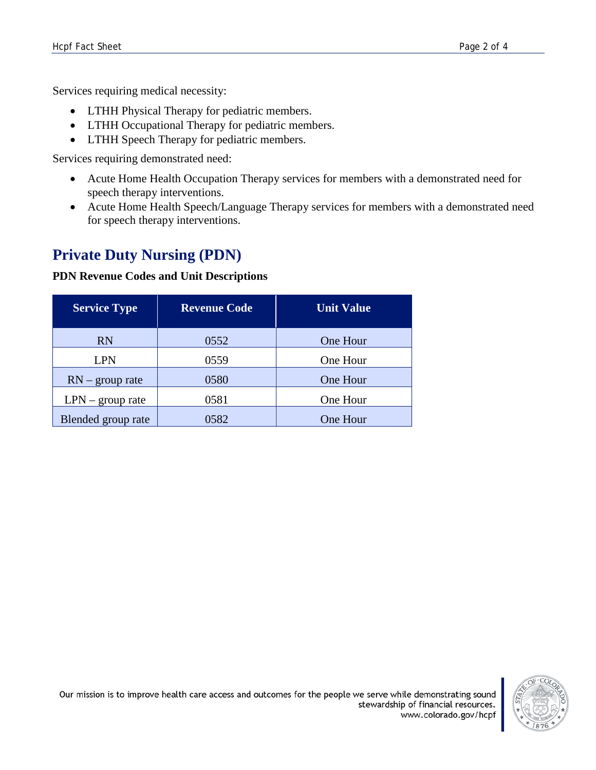Services requiring medical necessity:

- LTHH Physical Therapy for pediatric members.
- LTHH Occupational Therapy for pediatric members.
- LTHH Speech Therapy for pediatric members.

Services requiring demonstrated need:

- Acute Home Health Occupation Therapy services for members with a demonstrated need for speech therapy interventions.
- Acute Home Health Speech/Language Therapy services for members with a demonstrated need for speech therapy interventions.

## Private Duty Nursing (PDN)

**PDN Revenue Codes and Unit Descriptions**

| Service Type | Revenue Code | Unit Value |
| --- | --- | --- |
| RN | 0552 | One Hour |
| LPN | 0559 | One Hour |
| RN – group rate | 0580 | One Hour |
| LPN – group rate | 0581 | One Hour |
| Blended group rate | 0582 | One Hour |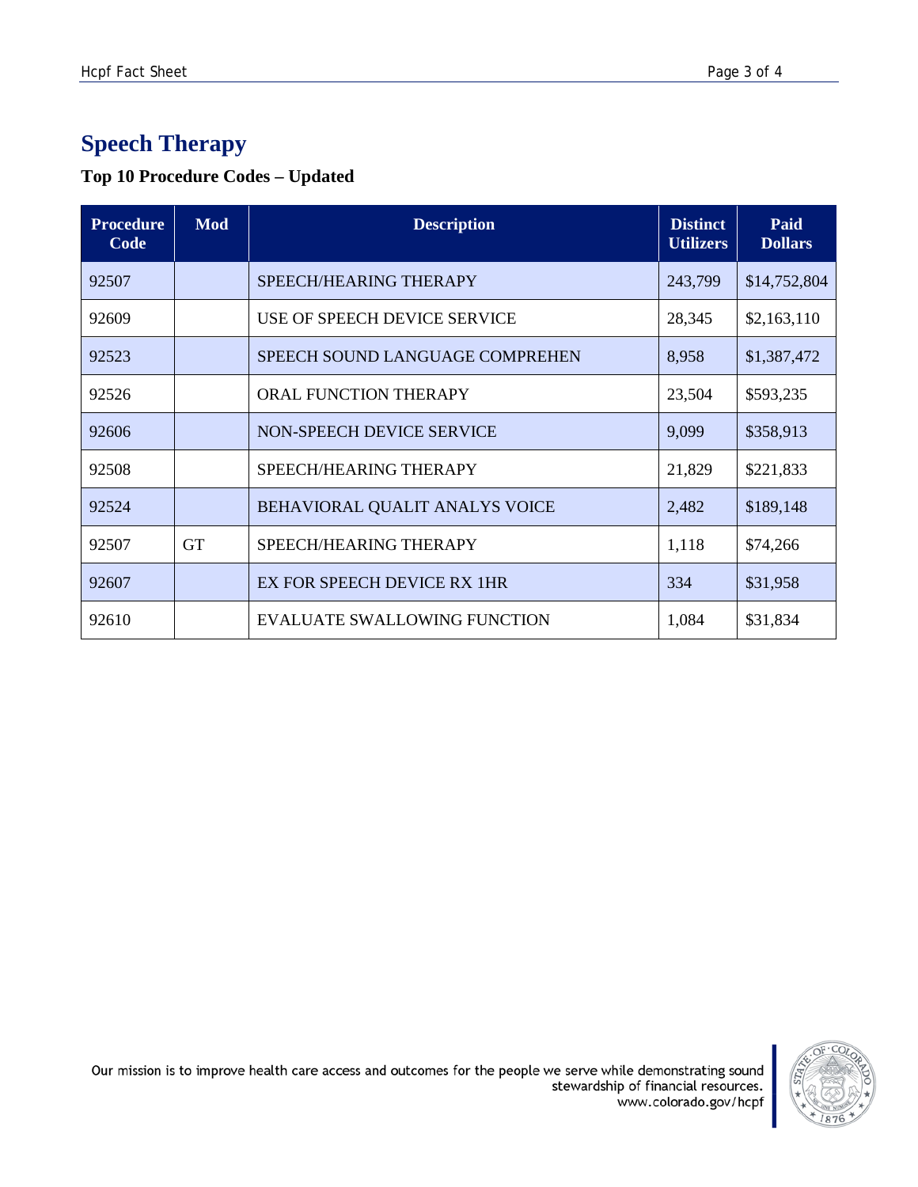## Speech Therapy

### Top 10 Procedure Codes – Updated

| Procedure Code | Mod | Description | Distinct Utilizers | Paid Dollars |
|---|---|---|---|---|
| 92507 | | SPEECH/HEARING THERAPY | 243,799 | $14,752,804 |
| 92609 | | USE OF SPEECH DEVICE SERVICE | 28,345 | $2,163,110 |
| 92523 | | SPEECH SOUND LANGUAGE COMPREHEN | 8,958 | $1,387,472 |
| 92526 | | ORAL FUNCTION THERAPY | 23,504 | $593,235 |
| 92606 | | NON-SPEECH DEVICE SERVICE | 9,099 | $358,913 |
| 92508 | | SPEECH/HEARING THERAPY | 21,829 | $221,833 |
| 92524 | | BEHAVIORAL QUALIT ANALYS VOICE | 2,482 | $189,148 |
| 92507 | GT | SPEECH/HEARING THERAPY | 1,118 | $74,266 |
| 92607 | | EX FOR SPEECH DEVICE RX 1HR | 334 | $31,958 |
| 92610 | | EVALUATE SWALLOWING FUNCTION | 1,084 | $31,834 |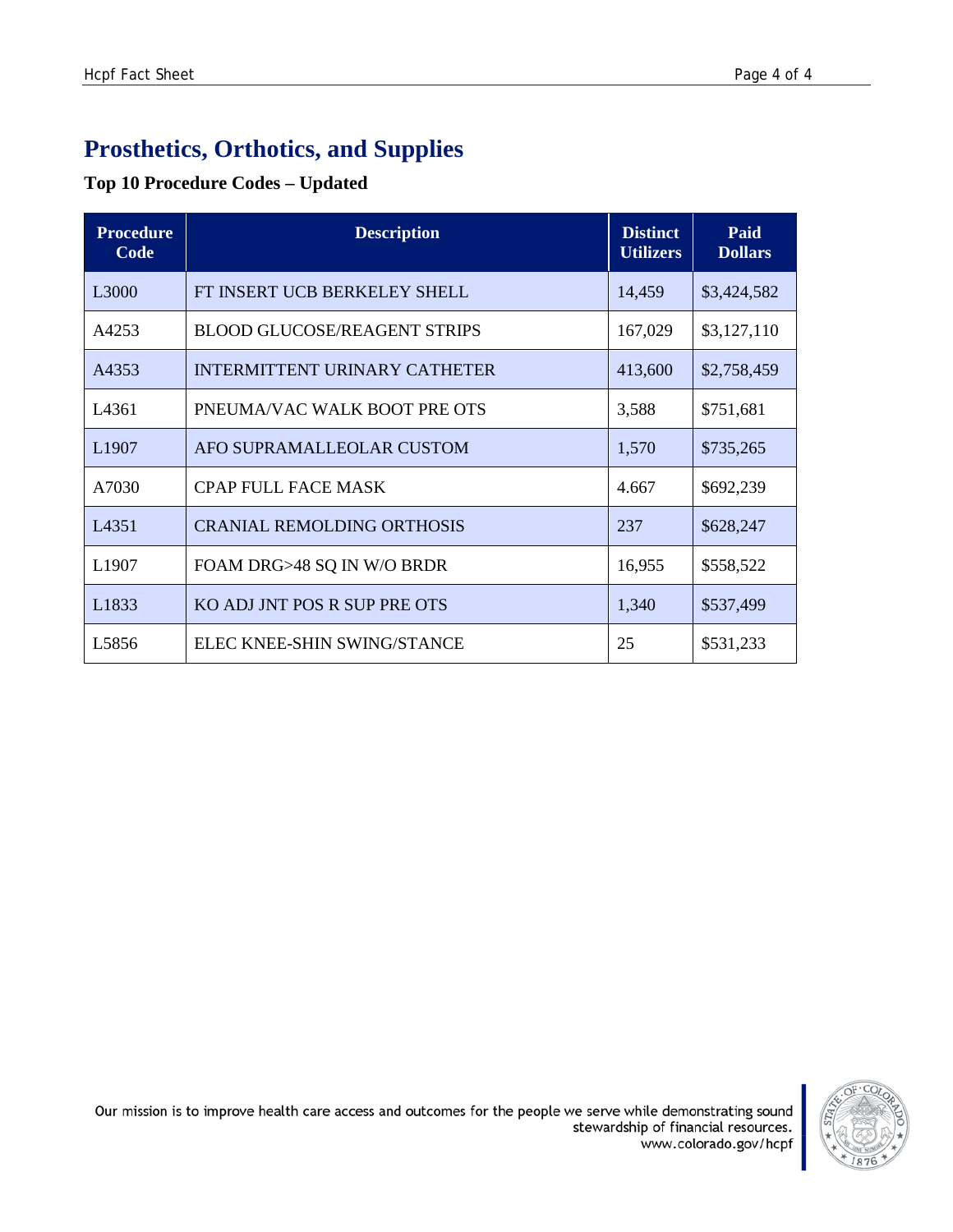## Prosthetics, Orthotics, and Supplies

**Top 10 Procedure Codes – Updated**

| Procedure Code | Description | Distinct Utilizers | Paid Dollars |
|---|---|---|---|
| L3000 | FT INSERT UCB BERKELEY SHELL | 14,459 | $3,424,582 |
| A4253 | BLOOD GLUCOSE/REAGENT STRIPS | 167,029 | $3,127,110 |
| A4353 | INTERMITTENT URINARY CATHETER | 413,600 | $2,758,459 |
| L4361 | PNEUMA/VAC WALK BOOT PRE OTS | 3,588 | $751,681 |
| L1907 | AFO SUPRAMALLEOLAR CUSTOM | 1,570 | $735,265 |
| A7030 | CPAP FULL FACE MASK | 4.667 | $692,239 |
| L4351 | CRANIAL REMOLDING ORTHOSIS | 237 | $628,247 |
| L1907 | FOAM DRG>48 SQ IN W/O BRDR | 16,955 | $558,522 |
| L1833 | KO ADJ JNT POS R SUP PRE OTS | 1,340 | $537,499 |
| L5856 | ELEC KNEE-SHIN SWING/STANCE | 25 | $531,233 |

Our mission is to improve health care access and outcomes for the people we serve while demonstrating sound stewardship of financial resources.
www.colorado.gov/hcpf